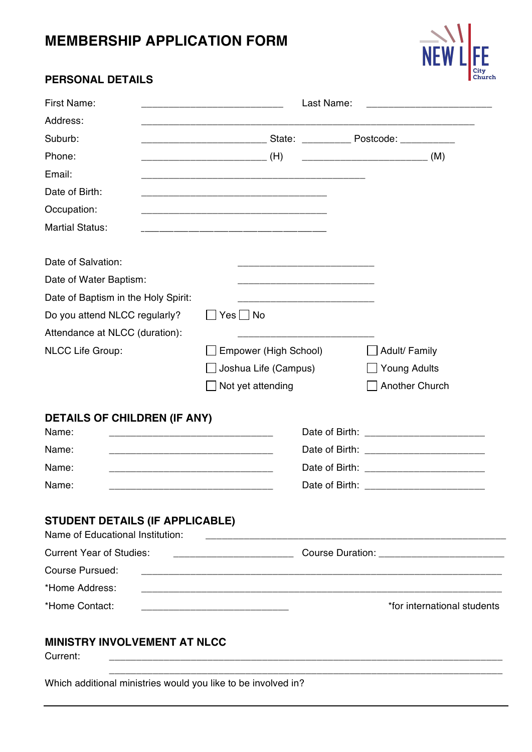# MEMBERSHIP APPLICATION FORM

NEW LIFE City Church

## PERSONAL DETAILS

First Name: ___________________________ Last Name: ________________________

Address: ________________________________________________________________

Suburb: ________________________ State: _________ Postcode: __________

Phone: ________________________ (H) ________________________ (M)

Email: ___________________________________________

Date of Birth: ___________________________________

Occupation: ___________________________________

Martial Status: ___________________________________

Date of Salvation: __________________________

Date of Water Baptism: __________________________

Date of Baptism in the Holy Spirit: __________________________

Do you attend NLCC regularly? ☐ Yes ☐ No

Attendance at NLCC (duration): __________________________

NLCC Life Group:

- ☐ Empower (High School)
- ☐ Adult/ Family
- ☐ Joshua Life (Campus)
- ☐ Young Adults
- ☐ Not yet attending
- ☐ Another Church

## DETAILS OF CHILDREN (IF ANY)

Name: _______________________________ Date of Birth: _______________________

Name: _______________________________ Date of Birth: _______________________

Name: _______________________________ Date of Birth: _______________________

Name: _______________________________ Date of Birth: _______________________

## STUDENT DETAILS (IF APPLICABLE)

Name of Educational Institution: _________________________________________________

Current Year of Studies: ______________________ Course Duration: _______________________

Course Pursued: _____________________________________________________________________

*Home Address: _____________________________________________________________________

*Home Contact: ____________________________ *for international students

## MINISTRY INVOLVEMENT AT NLCC

Current: ___________________________________________________________________________

___________________________________________________________________________

Which additional ministries would you like to be involved in?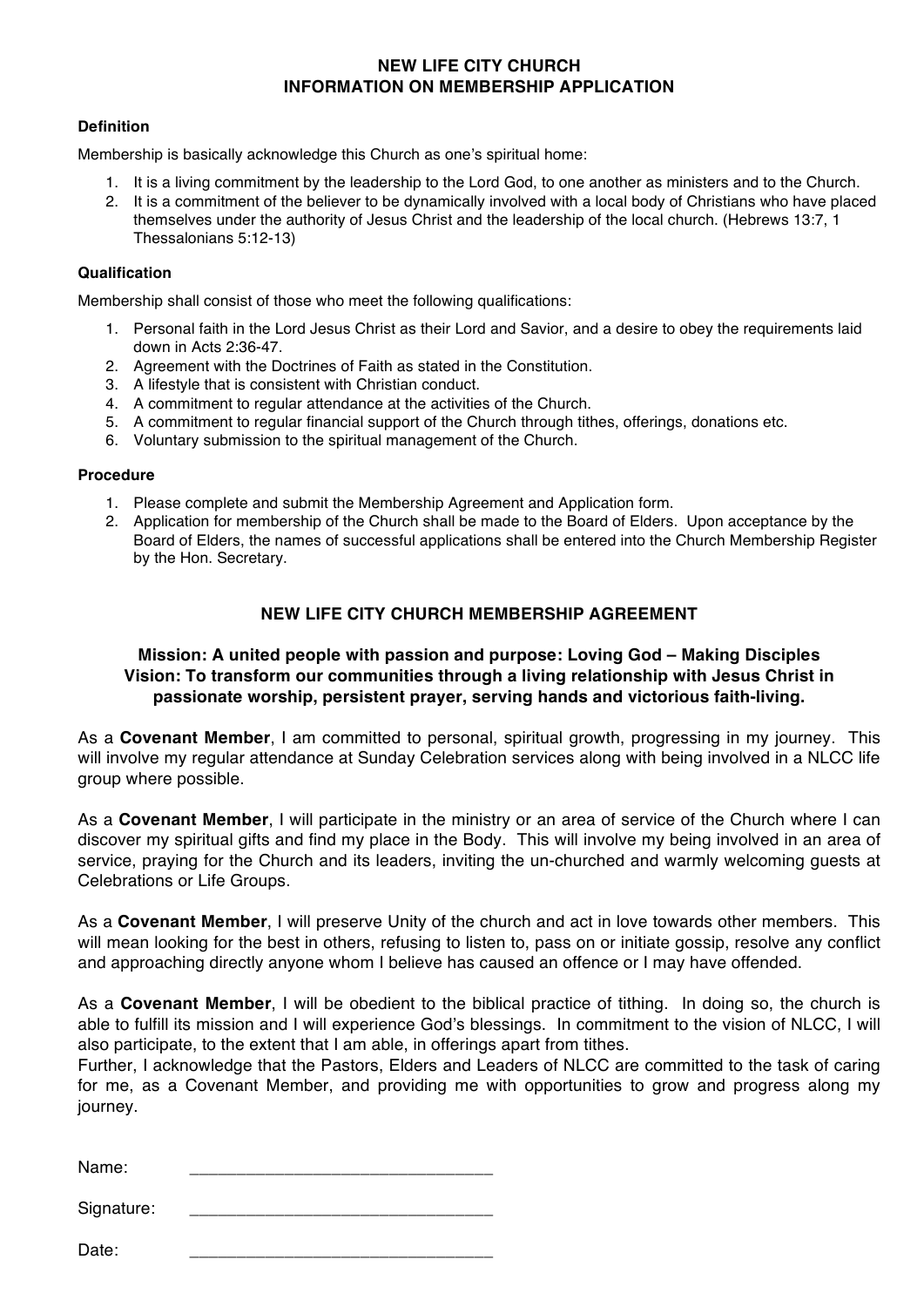# NEW LIFE CITY CHURCH
# INFORMATION ON MEMBERSHIP APPLICATION

**Definition**

Membership is basically acknowledge this Church as one's spiritual home:

1. It is a living commitment by the leadership to the Lord God, to one another as ministers and to the Church.
2. It is a commitment of the believer to be dynamically involved with a local body of Christians who have placed themselves under the authority of Jesus Christ and the leadership of the local church. (Hebrews 13:7, 1 Thessalonians 5:12-13)

**Qualification**

Membership shall consist of those who meet the following qualifications:

1. Personal faith in the Lord Jesus Christ as their Lord and Savior, and a desire to obey the requirements laid down in Acts 2:36-47.
2. Agreement with the Doctrines of Faith as stated in the Constitution.
3. A lifestyle that is consistent with Christian conduct.
4. A commitment to regular attendance at the activities of the Church.
5. A commitment to regular financial support of the Church through tithes, offerings, donations etc.
6. Voluntary submission to the spiritual management of the Church.

**Procedure**

1. Please complete and submit the Membership Agreement and Application form.
2. Application for membership of the Church shall be made to the Board of Elders. Upon acceptance by the Board of Elders, the names of successful applications shall be entered into the Church Membership Register by the Hon. Secretary.

## NEW LIFE CITY CHURCH MEMBERSHIP AGREEMENT

**Mission: A united people with passion and purpose: Loving God – Making Disciples**
**Vision: To transform our communities through a living relationship with Jesus Christ in passionate worship, persistent prayer, serving hands and victorious faith-living.**

As a **Covenant Member**, I am committed to personal, spiritual growth, progressing in my journey. This will involve my regular attendance at Sunday Celebration services along with being involved in a NLCC life group where possible.

As a **Covenant Member**, I will participate in the ministry or an area of service of the Church where I can discover my spiritual gifts and find my place in the Body. This will involve my being involved in an area of service, praying for the Church and its leaders, inviting the un-churched and warmly welcoming guests at Celebrations or Life Groups.

As a **Covenant Member**, I will preserve Unity of the church and act in love towards other members. This will mean looking for the best in others, refusing to listen to, pass on or initiate gossip, resolve any conflict and approaching directly anyone whom I believe has caused an offence or I may have offended.

As a **Covenant Member**, I will be obedient to the biblical practice of tithing. In doing so, the church is able to fulfill its mission and I will experience God's blessings. In commitment to the vision of NLCC, I will also participate, to the extent that I am able, in offerings apart from tithes.
Further, I acknowledge that the Pastors, Elders and Leaders of NLCC are committed to the task of caring for me, as a Covenant Member, and providing me with opportunities to grow and progress along my journey.

Name: ________________________________

Signature: ________________________________

Date: ________________________________